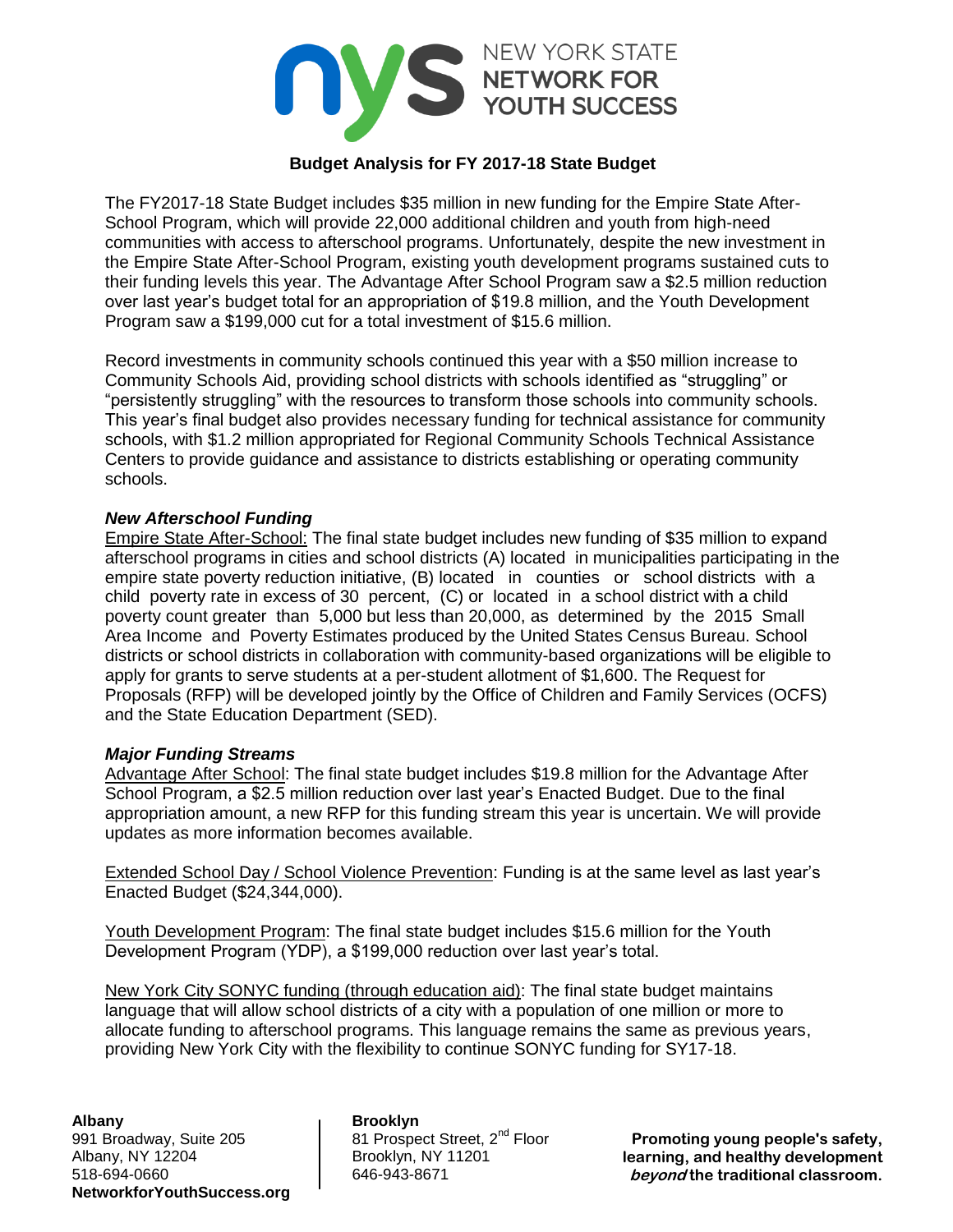NEW YORK STATE NETWORK FOR YOUTH SUCCESS

# Budget Analysis for FY 2017-18 State Budget

The FY2017-18 State Budget includes $35 million in new funding for the Empire State After-School Program, which will provide 22,000 additional children and youth from high-need communities with access to afterschool programs. Unfortunately, despite the new investment in the Empire State After-School Program, existing youth development programs sustained cuts to their funding levels this year. The Advantage After School Program saw a $2.5 million reduction over last year's budget total for an appropriation of $19.8 million, and the Youth Development Program saw a $199,000 cut for a total investment of $15.6 million.

Record investments in community schools continued this year with a $50 million increase to Community Schools Aid, providing school districts with schools identified as "struggling" or "persistently struggling" with the resources to transform those schools into community schools. This year's final budget also provides necessary funding for technical assistance for community schools, with $1.2 million appropriated for Regional Community Schools Technical Assistance Centers to provide guidance and assistance to districts establishing or operating community schools.

### *New Afterschool Funding*

Empire State After-School: The final state budget includes new funding of $35 million to expand afterschool programs in cities and school districts (A) located in municipalities participating in the empire state poverty reduction initiative, (B) located in counties or school districts with a child poverty rate in excess of 30 percent, (C) or located in a school district with a child poverty count greater than 5,000 but less than 20,000, as determined by the 2015 Small Area Income and Poverty Estimates produced by the United States Census Bureau. School districts or school districts in collaboration with community-based organizations will be eligible to apply for grants to serve students at a per-student allotment of $1,600. The Request for Proposals (RFP) will be developed jointly by the Office of Children and Family Services (OCFS) and the State Education Department (SED).

### *Major Funding Streams*

Advantage After School: The final state budget includes $19.8 million for the Advantage After School Program, a $2.5 million reduction over last year's Enacted Budget. Due to the final appropriation amount, a new RFP for this funding stream this year is uncertain. We will provide updates as more information becomes available.

Extended School Day / School Violence Prevention: Funding is at the same level as last year's Enacted Budget ($24,344,000).

Youth Development Program: The final state budget includes $15.6 million for the Youth Development Program (YDP), a $199,000 reduction over last year's total.

New York City SONYC funding (through education aid): The final state budget maintains language that will allow school districts of a city with a population of one million or more to allocate funding to afterschool programs. This language remains the same as previous years, providing New York City with the flexibility to continue SONYC funding for SY17-18.

**Albany**
991 Broadway, Suite 205
Albany, NY 12204
518-694-0660
**NetworkforYouthSuccess.org**

**Brooklyn**
81 Prospect Street, 2nd Floor
Brooklyn, NY 11201
646-943-8671

**Promoting young people's safety, learning, and healthy development *beyond* the traditional classroom.**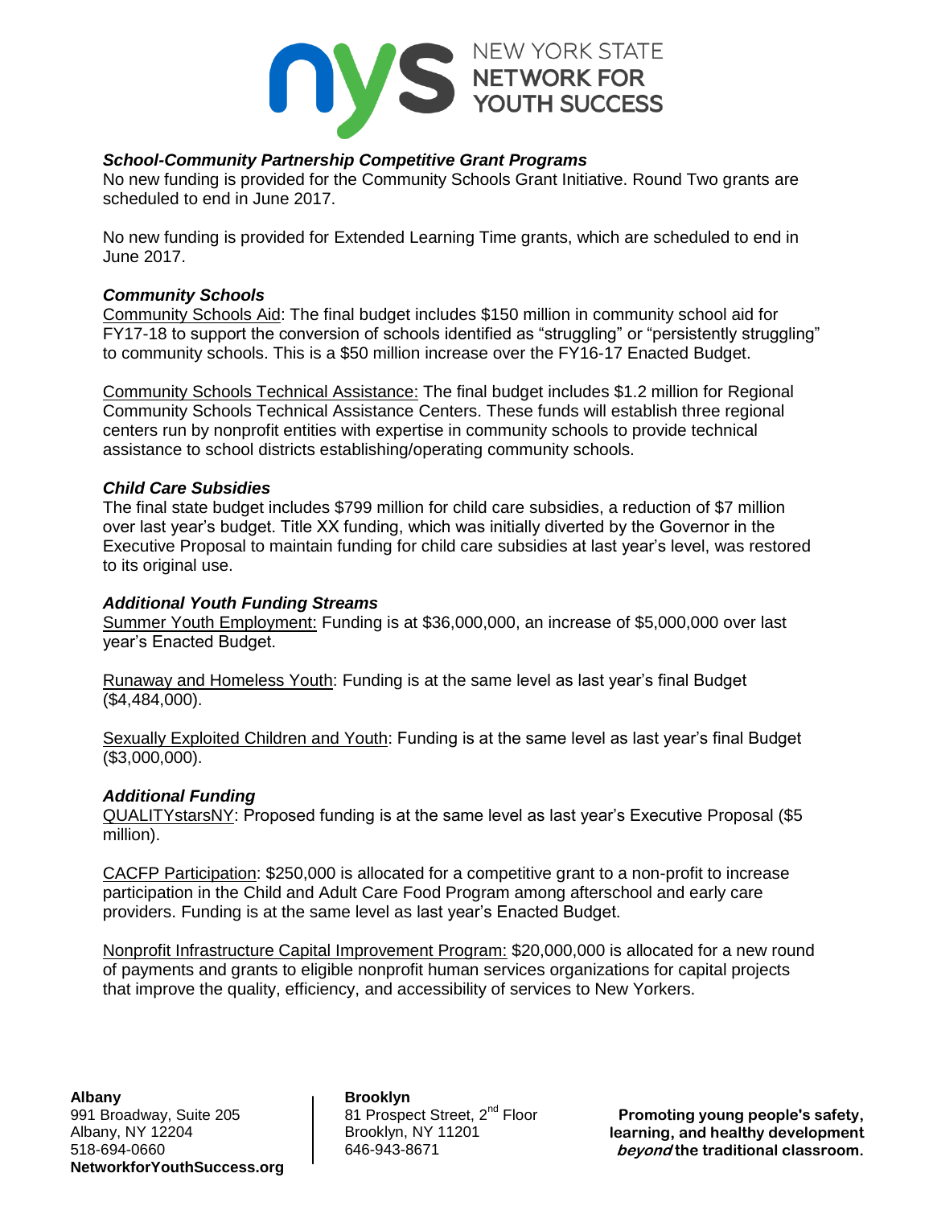### *School-Community Partnership Competitive Grant Programs*

No new funding is provided for the Community Schools Grant Initiative. Round Two grants are scheduled to end in June 2017.

No new funding is provided for Extended Learning Time grants, which are scheduled to end in June 2017.

### *Community Schools*

Community Schools Aid: The final budget includes $150 million in community school aid for FY17-18 to support the conversion of schools identified as "struggling" or "persistently struggling" to community schools. This is a $50 million increase over the FY16-17 Enacted Budget.

Community Schools Technical Assistance: The final budget includes $1.2 million for Regional Community Schools Technical Assistance Centers. These funds will establish three regional centers run by nonprofit entities with expertise in community schools to provide technical assistance to school districts establishing/operating community schools.

### *Child Care Subsidies*

The final state budget includes $799 million for child care subsidies, a reduction of $7 million over last year's budget. Title XX funding, which was initially diverted by the Governor in the Executive Proposal to maintain funding for child care subsidies at last year's level, was restored to its original use.

### *Additional Youth Funding Streams*

Summer Youth Employment: Funding is at $36,000,000, an increase of $5,000,000 over last year's Enacted Budget.

Runaway and Homeless Youth: Funding is at the same level as last year's final Budget ($4,484,000).

Sexually Exploited Children and Youth: Funding is at the same level as last year's final Budget ($3,000,000).

### *Additional Funding*

QUALITYstarsNY: Proposed funding is at the same level as last year's Executive Proposal ($5 million).

CACFP Participation: $250,000 is allocated for a competitive grant to a non-profit to increase participation in the Child and Adult Care Food Program among afterschool and early care providers. Funding is at the same level as last year's Enacted Budget.

Nonprofit Infrastructure Capital Improvement Program: $20,000,000 is allocated for a new round of payments and grants to eligible nonprofit human services organizations for capital projects that improve the quality, efficiency, and accessibility of services to New Yorkers.